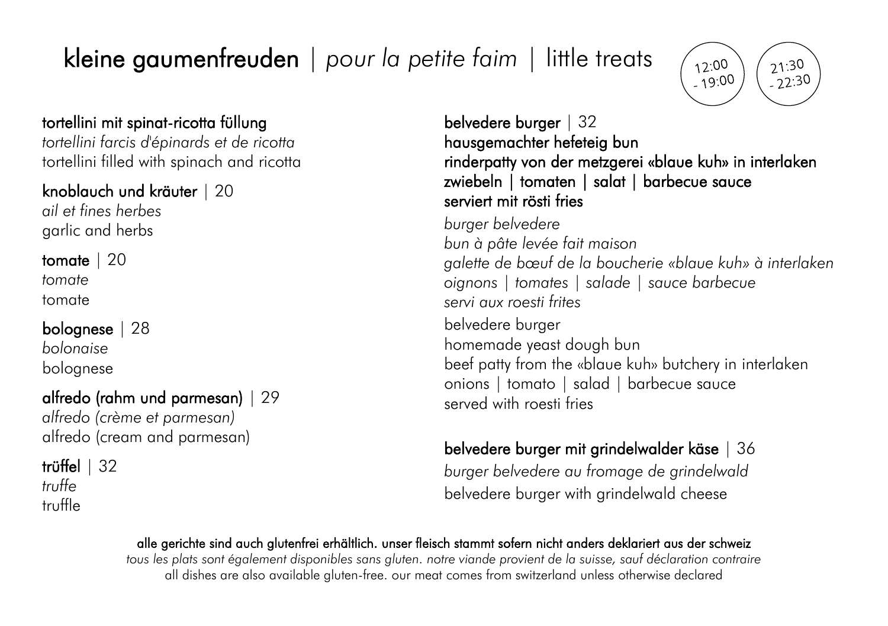# kleine gaumenfreuden | *pour la petite faim* | little treats

12:00 - 19:00

21:30 - 22:30

**tortellini mit spinat-ricotta füllung**
*tortellini farcis d'épinards et de ricotta*
tortellini filled with spinach and ricotta

**knoblauch und kräuter** | 20
*ail et fines herbes*
garlic and herbs

**tomate** | 20
*tomate*
tomate

**bolognese** | 28
*bolonaise*
bolognese

**alfredo (rahm und parmesan)** | 29
*alfredo (crème et parmesan)*
alfredo (cream and parmesan)

**trüffel** | 32
*truffe*
truffle

**belvedere burger** | 32
**hausgemachter hefeteig bun**
**rinderpatty von der metzgerei «blaue kuh» in interlaken**
**zwiebeln | tomaten | salat | barbecue sauce**
**serviert mit rösti fries**

*burger belvedere*
*bun à pâte levée fait maison*
*galette de bœuf de la boucherie «blaue kuh» à interlaken*
*oignons | tomates | salade | sauce barbecue*
*servi aux roesti frites*

belvedere burger
homemade yeast dough bun
beef patty from the «blaue kuh» butchery in interlaken
onions | tomato | salad | barbecue sauce
served with roesti fries

**belvedere burger mit grindelwalder käse** | 36
*burger belvedere au fromage de grindelwald*
belvedere burger with grindelwald cheese

**alle gerichte sind auch glutenfrei erhältlich. unser fleisch stammt sofern nicht anders deklariert aus der schweiz**
*tous les plats sont également disponibles sans gluten. notre viande provient de la suisse, sauf déclaration contraire*
all dishes are also available gluten-free. our meat comes from switzerland unless otherwise declared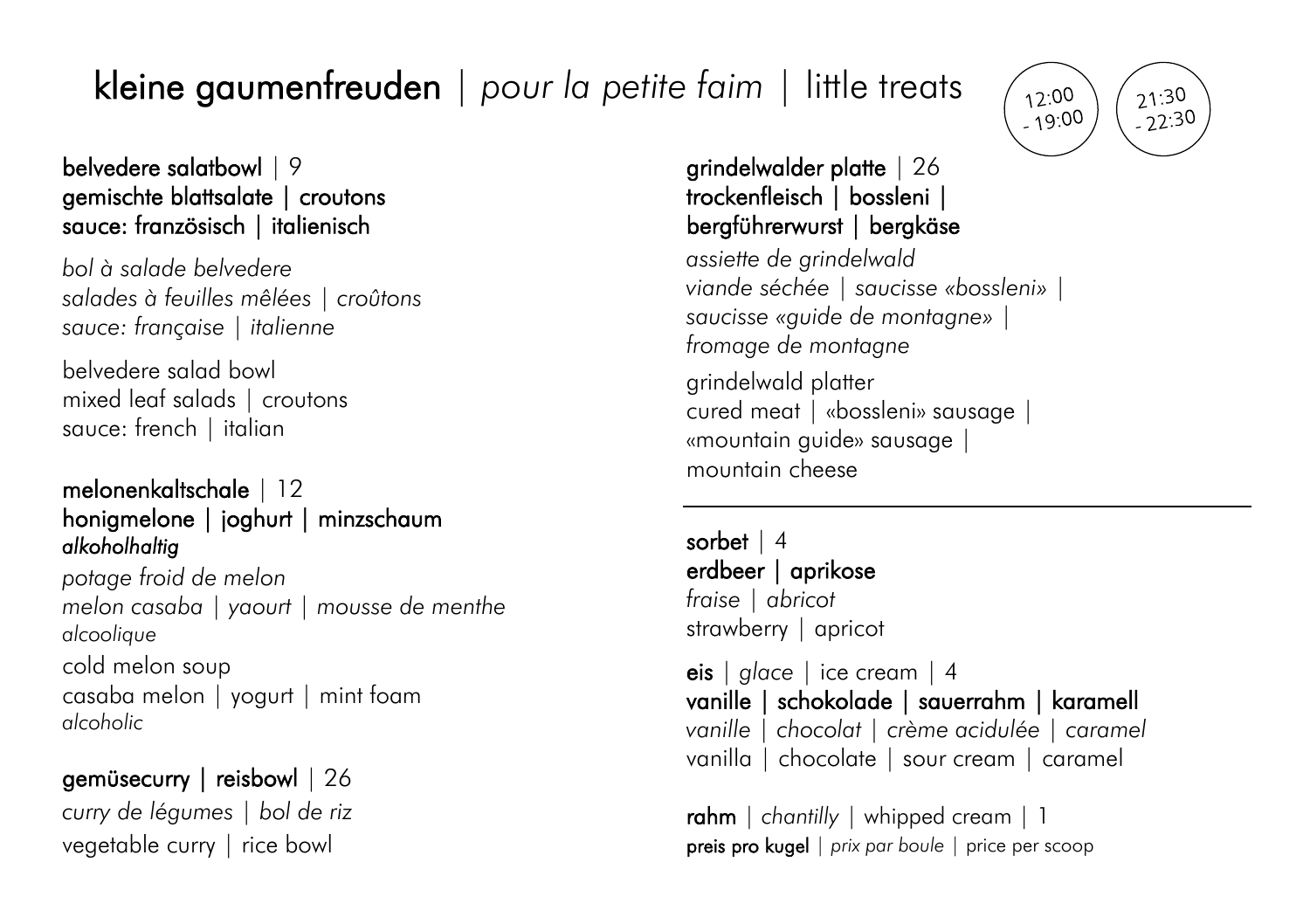# kleine gaumenfreuden | *pour la petite faim* | little treats

12:00 - 19:00

21:30 - 22:30

**belvedere salatbowl** | 9
**gemischte blattsalate | croutons**
**sauce: französisch | italienisch**

*bol à salade belvedere*
*salades à feuilles mêlées | croûtons*
*sauce: française | italienne*

belvedere salad bowl
mixed leaf salads | croutons
sauce: french | italian

**melonenkaltschale** | 12
**honigmelone | joghurt | minzschaum**
***alkoholhaltig***

*potage froid de melon*
*melon casaba | yaourt | mousse de menthe*
*alcoolique*

cold melon soup
casaba melon | yogurt | mint foam
*alcoholic*

**gemüsecurry | reisbowl** | 26
*curry de légumes | bol de riz*
vegetable curry | rice bowl

**grindelwalder platte** | 26
**trockenfleisch | bossleni |**
**bergführerwurst | bergkäse**

*assiette de grindelwald*
*viande séchée | saucisse «bossleni» |*
*saucisse «guide de montagne» |*
*fromage de montagne*

grindelwald platter
cured meat | «bossleni» sausage |
«mountain guide» sausage |
mountain cheese

---

**sorbet** | 4
**erdbeer | aprikose**
*fraise | abricot*
strawberry | apricot

**eis** | *glace* | ice cream | 4
**vanille | schokolade | sauerrahm | karamell**
*vanille | chocolat | crème acidulée | caramel*
vanilla | chocolate | sour cream | caramel

**rahm** | *chantilly* | whipped cream | 1
**preis pro kugel** | *prix par boule* | price per scoop